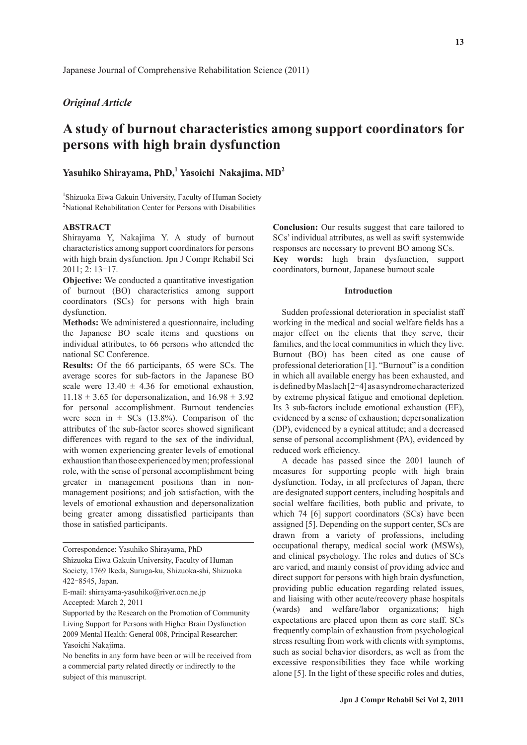Japanese Journal of Comprehensive Rehabilitation Science (2011)

*Original Article*

# A study of burnout characteristics among support coordinators for persons with high brain dysfunction

**Yasuhiko Shirayama, PhD,[1] Yasoichi Nakajima, MD[2]**

[1]Shizuoka Eiwa Gakuin University, Faculty of Human Society
[2]National Rehabilitation Center for Persons with Disabilities

## ABSTRACT

Shirayama Y, Nakajima Y. A study of burnout characteristics among support coordinators for persons with high brain dysfunction. Jpn J Compr Rehabil Sci 2011; 2: 13–17.

**Objective:** We conducted a quantitative investigation of burnout (BO) characteristics among support coordinators (SCs) for persons with high brain dysfunction.

**Methods:** We administered a questionnaire, including the Japanese BO scale items and questions on individual attributes, to 66 persons who attended the national SC Conference.

**Results:** Of the 66 participants, 65 were SCs. The average scores for sub-factors in the Japanese BO scale were 13.40 ± 4.36 for emotional exhaustion, 11.18 ± 3.65 for depersonalization, and 16.98 ± 3.92 for personal accomplishment. Burnout tendencies were seen in ± SCs (13.8%). Comparison of the attributes of the sub-factor scores showed significant differences with regard to the sex of the individual, with women experiencing greater levels of emotional exhaustion than those experienced by men; professional role, with the sense of personal accomplishment being greater in management positions than in non-management positions; and job satisfaction, with the levels of emotional exhaustion and depersonalization being greater among dissatisfied participants than those in satisfied participants.

**Conclusion:** Our results suggest that care tailored to SCs' individual attributes, as well as swift systemwide responses are necessary to prevent BO among SCs.

**Key words:** high brain dysfunction, support coordinators, burnout, Japanese burnout scale

Correspondence: Yasuhiko Shirayama, PhD
Shizuoka Eiwa Gakuin University, Faculty of Human Society, 1769 Ikeda, Suruga-ku, Shizuoka-shi, Shizuoka 422–8545, Japan.
E-mail: shirayama-yasuhiko@river.ocn.ne.jp
Accepted: March 2, 2011
Supported by the Research on the Promotion of Community Living Support for Persons with Higher Brain Dysfunction 2009 Mental Health: General 008, Principal Researcher: Yasoichi Nakajima.
No benefits in any form have been or will be received from a commercial party related directly or indirectly to the subject of this manuscript.

## Introduction

Sudden professional deterioration in specialist staff working in the medical and social welfare fields has a major effect on the clients that they serve, their families, and the local communities in which they live. Burnout (BO) has been cited as one cause of professional deterioration [1]. "Burnout" is a condition in which all available energy has been exhausted, and is defined by Maslach [2–4] as a syndrome characterized by extreme physical fatigue and emotional depletion. Its 3 sub-factors include emotional exhaustion (EE), evidenced by a sense of exhaustion; depersonalization (DP), evidenced by a cynical attitude; and a decreased sense of personal accomplishment (PA), evidenced by reduced work efficiency.

A decade has passed since the 2001 launch of measures for supporting people with high brain dysfunction. Today, in all prefectures of Japan, there are designated support centers, including hospitals and social welfare facilities, both public and private, to which 74 [6] support coordinators (SCs) have been assigned [5]. Depending on the support center, SCs are drawn from a variety of professions, including occupational therapy, medical social work (MSWs), and clinical psychology. The roles and duties of SCs are varied, and mainly consist of providing advice and direct support for persons with high brain dysfunction, providing public education regarding related issues, and liaising with other acute/recovery phase hospitals (wards) and welfare/labor organizations; high expectations are placed upon them as core staff. SCs frequently complain of exhaustion from psychological stress resulting from work with clients with symptoms, such as social behavior disorders, as well as from the excessive responsibilities they face while working alone [5]. In the light of these specific roles and duties,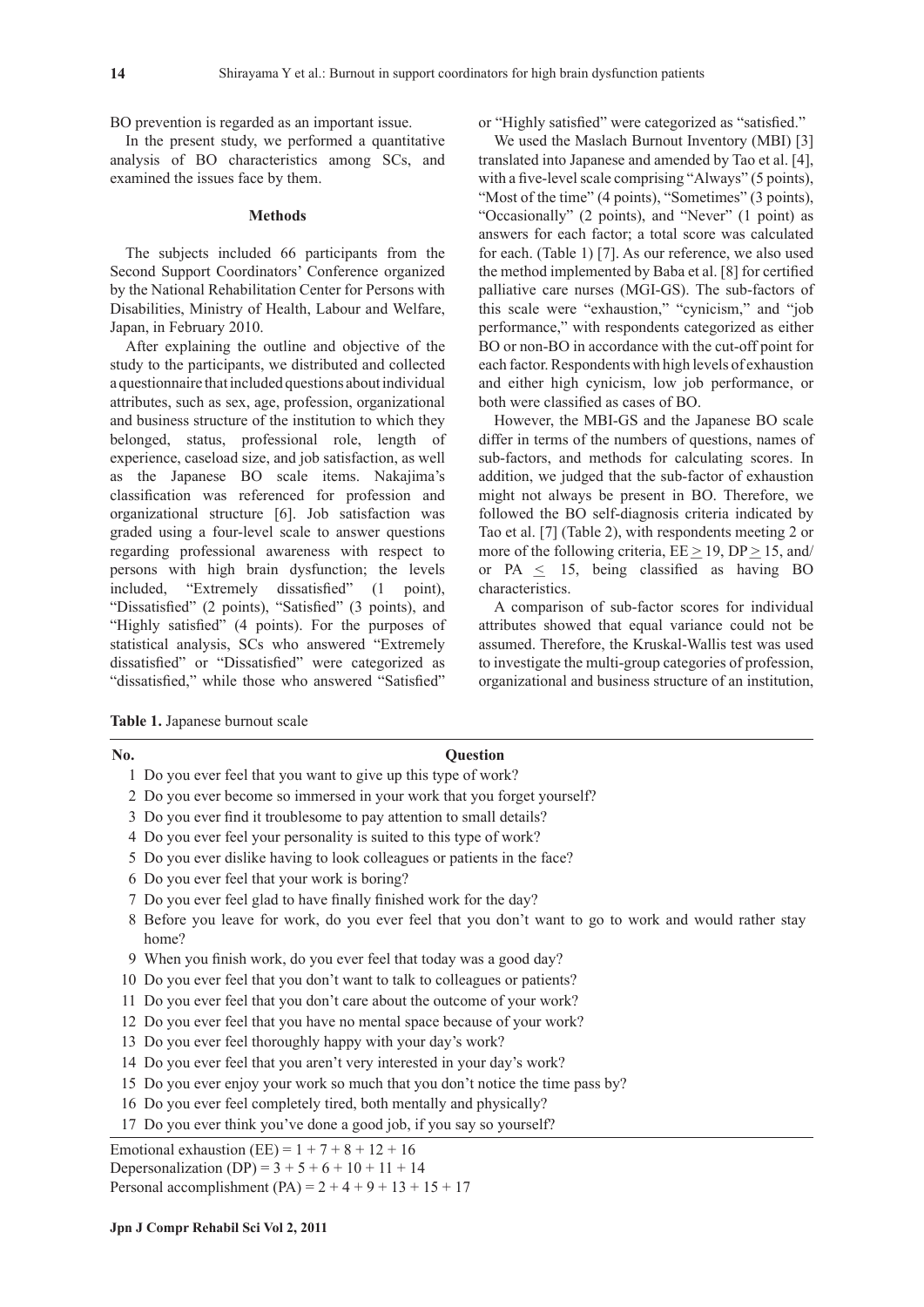BO prevention is regarded as an important issue.

In the present study, we performed a quantitative analysis of BO characteristics among SCs, and examined the issues face by them.

## Methods

The subjects included 66 participants from the Second Support Coordinators' Conference organized by the National Rehabilitation Center for Persons with Disabilities, Ministry of Health, Labour and Welfare, Japan, in February 2010.

After explaining the outline and objective of the study to the participants, we distributed and collected a questionnaire that included questions about individual attributes, such as sex, age, profession, organizational and business structure of the institution to which they belonged, status, professional role, length of experience, caseload size, and job satisfaction, as well as the Japanese BO scale items. Nakajima's classification was referenced for profession and organizational structure [6]. Job satisfaction was graded using a four-level scale to answer questions regarding professional awareness with respect to persons with high brain dysfunction; the levels included, "Extremely dissatisfied" (1 point), "Dissatisfied" (2 points), "Satisfied" (3 points), and "Highly satisfied" (4 points). For the purposes of statistical analysis, SCs who answered "Extremely dissatisfied" or "Dissatisfied" were categorized as "dissatisfied," while those who answered "Satisfied" or "Highly satisfied" were categorized as "satisfied."

We used the Maslach Burnout Inventory (MBI) [3] translated into Japanese and amended by Tao et al. [4], with a five-level scale comprising "Always" (5 points), "Most of the time" (4 points), "Sometimes" (3 points), "Occasionally" (2 points), and "Never" (1 point) as answers for each factor; a total score was calculated for each. (Table 1) [7]. As our reference, we also used the method implemented by Baba et al. [8] for certified palliative care nurses (MGI-GS). The sub-factors of this scale were "exhaustion," "cynicism," and "job performance," with respondents categorized as either BO or non-BO in accordance with the cut-off point for each factor. Respondents with high levels of exhaustion and either high cynicism, low job performance, or both were classified as cases of BO.

However, the MBI-GS and the Japanese BO scale differ in terms of the numbers of questions, names of sub-factors, and methods for calculating scores. In addition, we judged that the sub-factor of exhaustion might not always be present in BO. Therefore, we followed the BO self-diagnosis criteria indicated by Tao et al. [7] (Table 2), with respondents meeting 2 or more of the following criteria, $EE \geq 19$, $DP \geq 15$, and/or $PA \leq 15$, being classified as having BO characteristics.

A comparison of sub-factor scores for individual attributes showed that equal variance could not be assumed. Therefore, the Kruskal-Wallis test was used to investigate the multi-group categories of profession, organizational and business structure of an institution,

**Table 1.** Japanese burnout scale

| No. | Question |
|---|---|
| 1 | Do you ever feel that you want to give up this type of work? |
| 2 | Do you ever become so immersed in your work that you forget yourself? |
| 3 | Do you ever find it troublesome to pay attention to small details? |
| 4 | Do you ever feel your personality is suited to this type of work? |
| 5 | Do you ever dislike having to look colleagues or patients in the face? |
| 6 | Do you ever feel that your work is boring? |
| 7 | Do you ever feel glad to have finally finished work for the day? |
| 8 | Before you leave for work, do you ever feel that you don't want to go to work and would rather stay home? |
| 9 | When you finish work, do you ever feel that today was a good day? |
| 10 | Do you ever feel that you don't want to talk to colleagues or patients? |
| 11 | Do you ever feel that you don't care about the outcome of your work? |
| 12 | Do you ever feel that you have no mental space because of your work? |
| 13 | Do you ever feel thoroughly happy with your day's work? |
| 14 | Do you ever feel that you aren't very interested in your day's work? |
| 15 | Do you ever enjoy your work so much that you don't notice the time pass by? |
| 16 | Do you ever feel completely tired, both mentally and physically? |
| 17 | Do you ever think you've done a good job, if you say so yourself? |

Emotional exhaustion (EE) = 1 + 7 + 8 + 12 + 16
Depersonalization (DP) = 3 + 5 + 6 + 10 + 11 + 14
Personal accomplishment (PA) = 2 + 4 + 9 + 13 + 15 + 17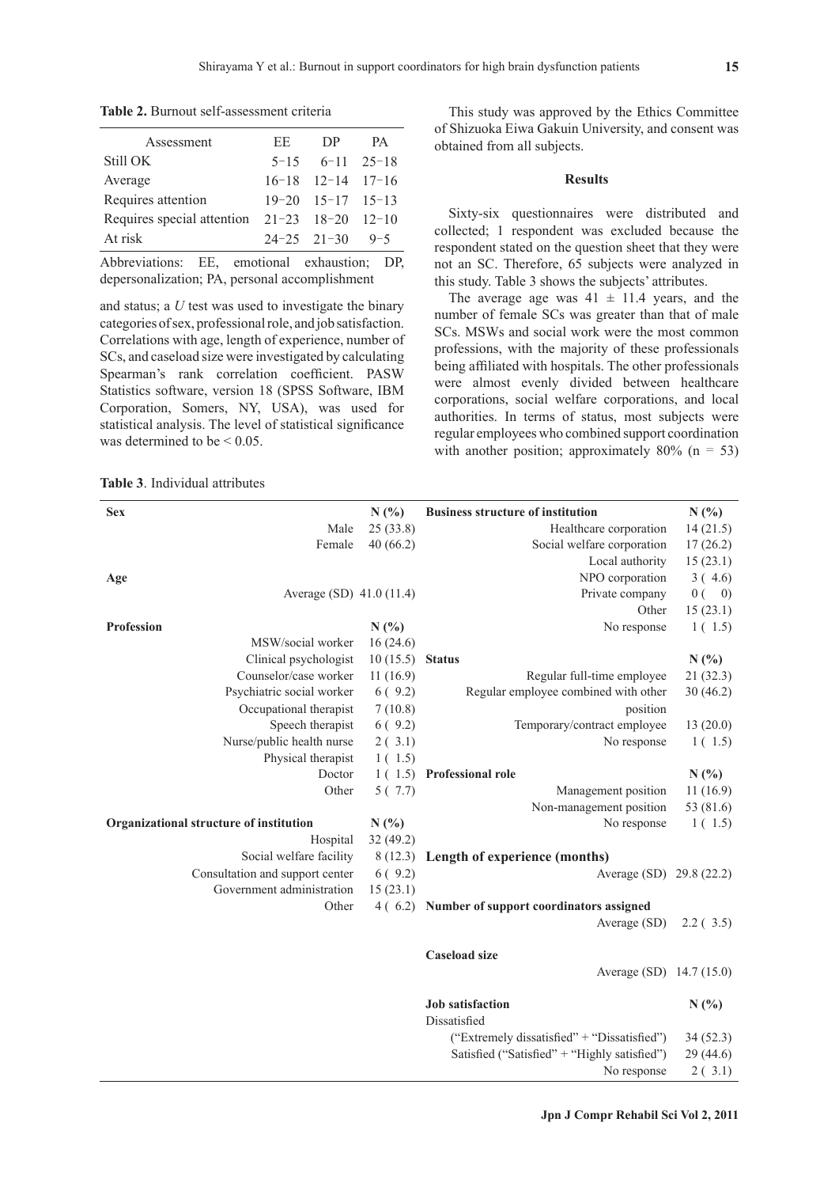**Table 2.** Burnout self-assessment criteria

| Assessment | EE | DP | PA |
|---|---|---|---|
| Still OK | 5–15 | 6–11 | 25–18 |
| Average | 16–18 | 12–14 | 17–16 |
| Requires attention | 19–20 | 15–17 | 15–13 |
| Requires special attention | 21–23 | 18–20 | 12–10 |
| At risk | 24–25 | 21–30 | 9–5 |

Abbreviations: EE, emotional exhaustion; DP, depersonalization; PA, personal accomplishment

and status; a *U* test was used to investigate the binary categories of sex, professional role, and job satisfaction. Correlations with age, length of experience, number of SCs, and caseload size were investigated by calculating Spearman's rank correlation coefficient. PASW Statistics software, version 18 (SPSS Software, IBM Corporation, Somers, NY, USA), was used for statistical analysis. The level of statistical significance was determined to be < 0.05.

This study was approved by the Ethics Committee of Shizuoka Eiwa Gakuin University, and consent was obtained from all subjects.

## Results

Sixty-six questionnaires were distributed and collected; 1 respondent was excluded because the respondent stated on the question sheet that they were not an SC. Therefore, 65 subjects were analyzed in this study. Table 3 shows the subjects' attributes.

The average age was 41 ± 11.4 years, and the number of female SCs was greater than that of male SCs. MSWs and social work were the most common professions, with the majority of these professionals being affiliated with hospitals. The other professionals were almost evenly divided between healthcare corporations, social welfare corporations, and local authorities. In terms of status, most subjects were regular employees who combined support coordination with another position; approximately 80% (n = 53)

**Table 3**. Individual attributes

| **Sex** | **N (%)** | **Business structure of institution** | **N (%)** |
|---|---|---|---|
| Male | 25 (33.8) | Healthcare corporation | 14 (21.5) |
| Female | 40 (66.2) | Social welfare corporation | 17 (26.2) |
| | | Local authority | 15 (23.1) |
| **Age** | | NPO corporation | 3 ( 4.6) |
| Average (SD) | 41.0 (11.4) | Private company | 0 ( 0) |
| | | Other | 15 (23.1) |
| **Profession** | **N (%)** | No response | 1 ( 1.5) |
| MSW/social worker | 16 (24.6) | | |
| Clinical psychologist | 10 (15.5) | **Status** | **N (%)** |
| Counselor/case worker | 11 (16.9) | Regular full-time employee | 21 (32.3) |
| Psychiatric social worker | 6 ( 9.2) | Regular employee combined with other position | 30 (46.2) |
| Occupational therapist | 7 (10.8) | Temporary/contract employee | 13 (20.0) |
| Speech therapist | 6 ( 9.2) | No response | 1 ( 1.5) |
| Nurse/public health nurse | 2 ( 3.1) | | |
| Physical therapist | 1 ( 1.5) | | |
| Doctor | 1 ( 1.5) | **Professional role** | **N (%)** |
| Other | 5 ( 7.7) | Management position | 11 (16.9) |
| | | Non-management position | 53 (81.6) |
| **Organizational structure of institution** | **N (%)** | No response | 1 ( 1.5) |
| Hospital | 32 (49.2) | | |
| Social welfare facility | 8 (12.3) | **Length of experience (months)** | |
| Consultation and support center | 6 ( 9.2) | Average (SD) | 29.8 (22.2) |
| Government administration | 15 (23.1) | | |
| Other | 4 ( 6.2) | **Number of support coordinators assigned** | |
| | | Average (SD) | 2.2 ( 3.5) |
| | | **Caseload size** | |
| | | Average (SD) | 14.7 (15.0) |
| | | **Job satisfaction** | **N (%)** |
| | | Dissatisfied ("Extremely dissatisfied" + "Dissatisfied") | 34 (52.3) |
| | | Satisfied ("Satisfied" + "Highly satisfied") | 29 (44.6) |
| | | No response | 2 ( 3.1) |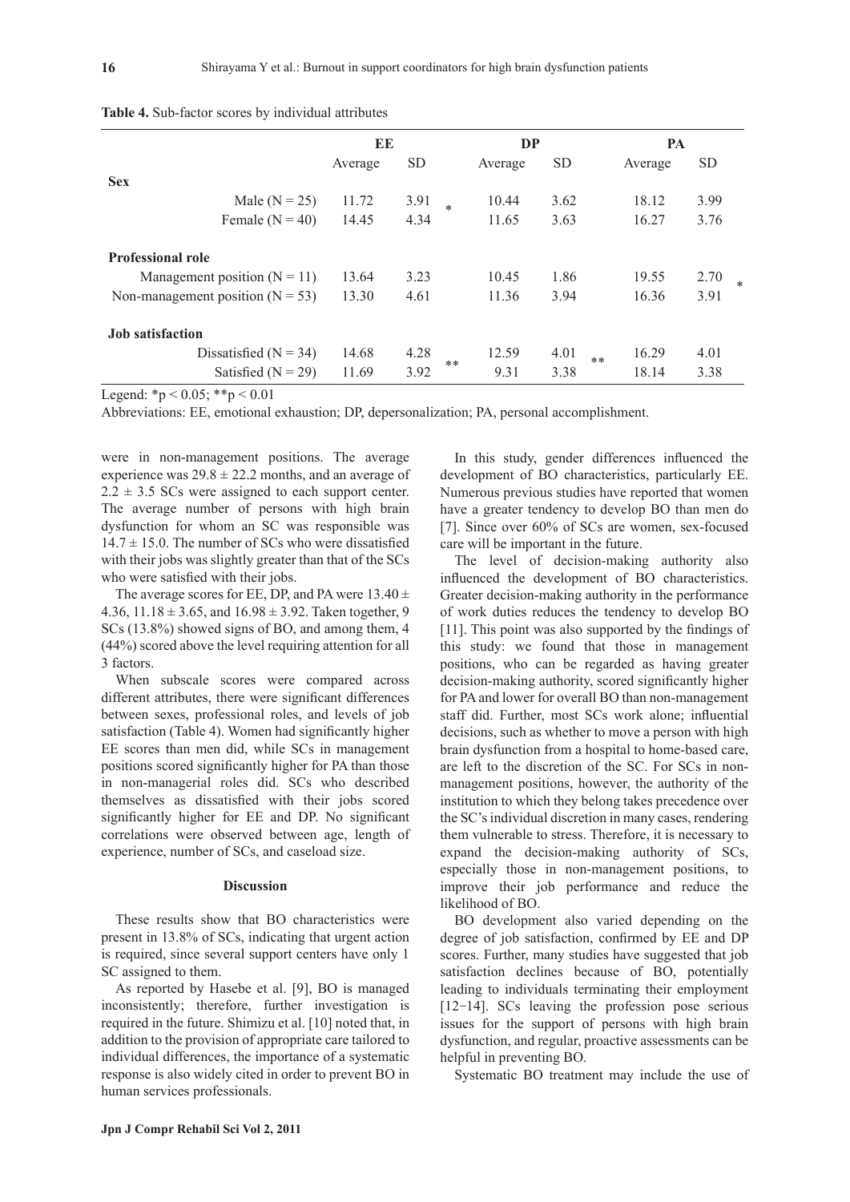**Table 4.** Sub-factor scores by individual attributes

| | EE | | | DP | | | PA | | |
|---|---|---|---|---|---|---|---|---|---|
| | Average | SD | | Average | SD | | Average | SD | |
| **Sex** | | | | | | | | | |
| Male (N = 25) | 11.72 | 3.91 | * | 10.44 | 3.62 | | 18.12 | 3.99 | |
| Female (N = 40) | 14.45 | 4.34 | | 11.65 | 3.63 | | 16.27 | 3.76 | |
| **Professional role** | | | | | | | | | |
| Management position (N = 11) | 13.64 | 3.23 | | 10.45 | 1.86 | | 19.55 | 2.70 | * |
| Non-management position (N = 53) | 13.30 | 4.61 | | 11.36 | 3.94 | | 16.36 | 3.91 | |
| **Job satisfaction** | | | | | | | | | |
| Dissatisfied (N = 34) | 14.68 | 4.28 | ** | 12.59 | 4.01 | ** | 16.29 | 4.01 | |
| Satisfied (N = 29) | 11.69 | 3.92 | | 9.31 | 3.38 | | 18.14 | 3.38 | |

Legend: *$p < 0.05$; **$p < 0.01$

Abbreviations: EE, emotional exhaustion; DP, depersonalization; PA, personal accomplishment.

were in non-management positions. The average experience was $29.8 \pm 22.2$ months, and an average of $2.2 \pm 3.5$ SCs were assigned to each support center. The average number of persons with high brain dysfunction for whom an SC was responsible was $14.7 \pm 15.0$. The number of SCs who were dissatisfied with their jobs was slightly greater than that of the SCs who were satisfied with their jobs.

The average scores for EE, DP, and PA were $13.40 \pm 4.36$, $11.18 \pm 3.65$, and $16.98 \pm 3.92$. Taken together, 9 SCs (13.8%) showed signs of BO, and among them, 4 (44%) scored above the level requiring attention for all 3 factors.

When subscale scores were compared across different attributes, there were significant differences between sexes, professional roles, and levels of job satisfaction (Table 4). Women had significantly higher EE scores than men did, while SCs in management positions scored significantly higher for PA than those in non-managerial roles did. SCs who described themselves as dissatisfied with their jobs scored significantly higher for EE and DP. No significant correlations were observed between age, length of experience, number of SCs, and caseload size.

## Discussion

These results show that BO characteristics were present in 13.8% of SCs, indicating that urgent action is required, since several support centers have only 1 SC assigned to them.

As reported by Hasebe et al. [9], BO is managed inconsistently; therefore, further investigation is required in the future. Shimizu et al. [10] noted that, in addition to the provision of appropriate care tailored to individual differences, the importance of a systematic response is also widely cited in order to prevent BO in human services professionals.

In this study, gender differences influenced the development of BO characteristics, particularly EE. Numerous previous studies have reported that women have a greater tendency to develop BO than men do [7]. Since over 60% of SCs are women, sex-focused care will be important in the future.

The level of decision-making authority also influenced the development of BO characteristics. Greater decision-making authority in the performance of work duties reduces the tendency to develop BO [11]. This point was also supported by the findings of this study: we found that those in management positions, who can be regarded as having greater decision-making authority, scored significantly higher for PA and lower for overall BO than non-management staff did. Further, most SCs work alone; influential decisions, such as whether to move a person with high brain dysfunction from a hospital to home-based care, are left to the discretion of the SC. For SCs in non-management positions, however, the authority of the institution to which they belong takes precedence over the SC's individual discretion in many cases, rendering them vulnerable to stress. Therefore, it is necessary to expand the decision-making authority of SCs, especially those in non-management positions, to improve their job performance and reduce the likelihood of BO.

BO development also varied depending on the degree of job satisfaction, confirmed by EE and DP scores. Further, many studies have suggested that job satisfaction declines because of BO, potentially leading to individuals terminating their employment [12−14]. SCs leaving the profession pose serious issues for the support of persons with high brain dysfunction, and regular, proactive assessments can be helpful in preventing BO.

Systematic BO treatment may include the use of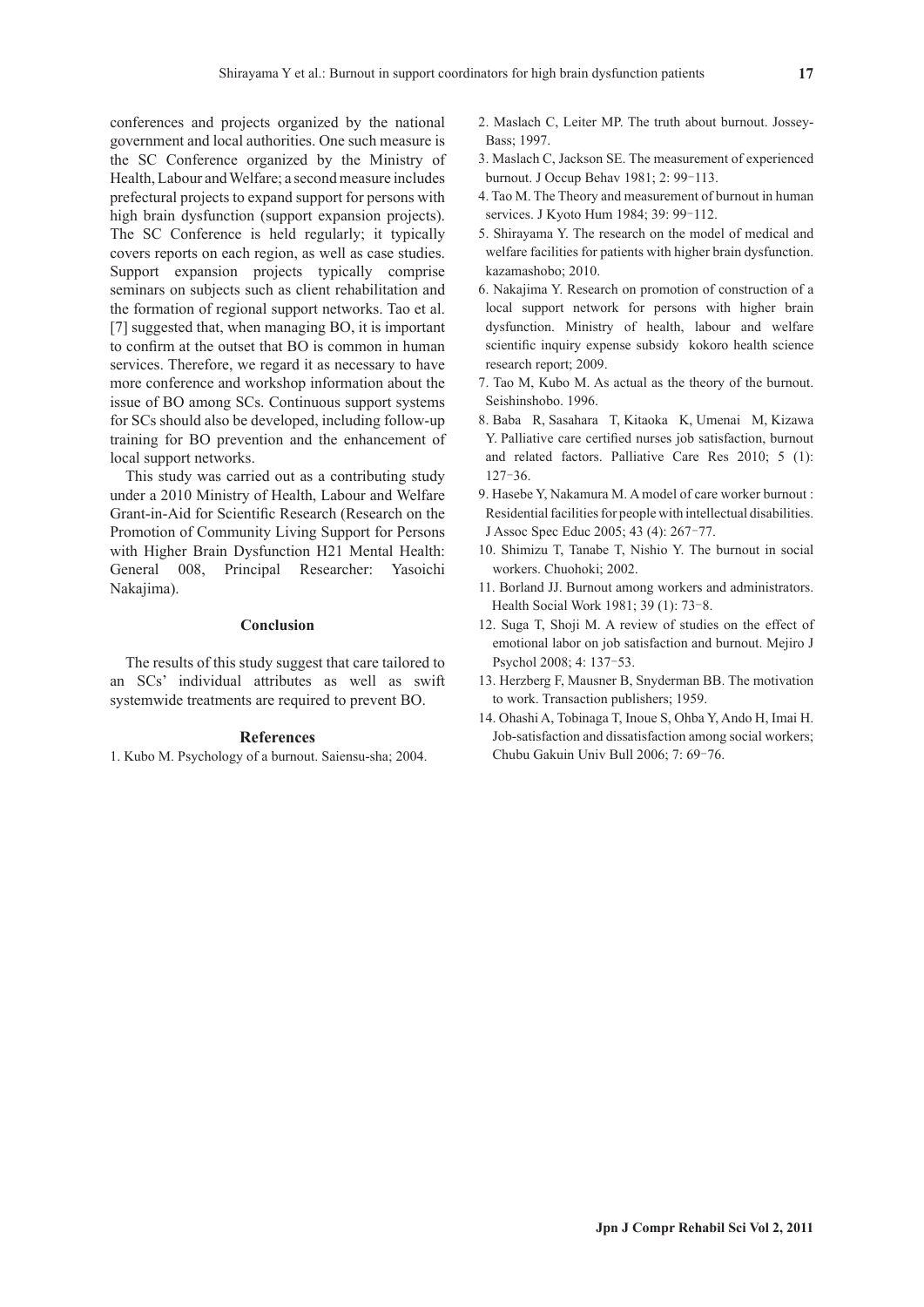conferences and projects organized by the national government and local authorities. One such measure is the SC Conference organized by the Ministry of Health, Labour and Welfare; a second measure includes prefectural projects to expand support for persons with high brain dysfunction (support expansion projects). The SC Conference is held regularly; it typically covers reports on each region, as well as case studies. Support expansion projects typically comprise seminars on subjects such as client rehabilitation and the formation of regional support networks. Tao et al. [7] suggested that, when managing BO, it is important to confirm at the outset that BO is common in human services. Therefore, we regard it as necessary to have more conference and workshop information about the issue of BO among SCs. Continuous support systems for SCs should also be developed, including follow-up training for BO prevention and the enhancement of local support networks.

This study was carried out as a contributing study under a 2010 Ministry of Health, Labour and Welfare Grant-in-Aid for Scientific Research (Research on the Promotion of Community Living Support for Persons with Higher Brain Dysfunction H21 Mental Health: General 008, Principal Researcher: Yasoichi Nakajima).

## Conclusion

The results of this study suggest that care tailored to an SCs' individual attributes as well as swift systemwide treatments are required to prevent BO.

## References

1. Kubo M. Psychology of a burnout. Saiensu-sha; 2004.
2. Maslach C, Leiter MP. The truth about burnout. Jossey-Bass; 1997.
3. Maslach C, Jackson SE. The measurement of experienced burnout. J Occup Behav 1981; 2: 99–113.
4. Tao M. The Theory and measurement of burnout in human services. J Kyoto Hum 1984; 39: 99–112.
5. Shirayama Y. The research on the model of medical and welfare facilities for patients with higher brain dysfunction. kazamashobo; 2010.
6. Nakajima Y. Research on promotion of construction of a local support network for persons with higher brain dysfunction. Ministry of health, labour and welfare scientific inquiry expense subsidy kokoro health science research report; 2009.
7. Tao M, Kubo M. As actual as the theory of the burnout. Seishinshobo. 1996.
8. Baba R, Sasahara T, Kitaoka K, Umenai M, Kizawa Y. Palliative care certified nurses job satisfaction, burnout and related factors. Palliative Care Res 2010; 5 (1): 127–36.
9. Hasebe Y, Nakamura M. A model of care worker burnout : Residential facilities for people with intellectual disabilities. J Assoc Spec Educ 2005; 43 (4): 267–77.
10. Shimizu T, Tanabe T, Nishio Y. The burnout in social workers. Chuohoki; 2002.
11. Borland JJ. Burnout among workers and administrators. Health Social Work 1981; 39 (1): 73–8.
12. Suga T, Shoji M. A review of studies on the effect of emotional labor on job satisfaction and burnout. Mejiro J Psychol 2008; 4: 137–53.
13. Herzberg F, Mausner B, Snyderman BB. The motivation to work. Transaction publishers; 1959.
14. Ohashi A, Tobinaga T, Inoue S, Ohba Y, Ando H, Imai H. Job-satisfaction and dissatisfaction among social workers; Chubu Gakuin Univ Bull 2006; 7: 69–76.